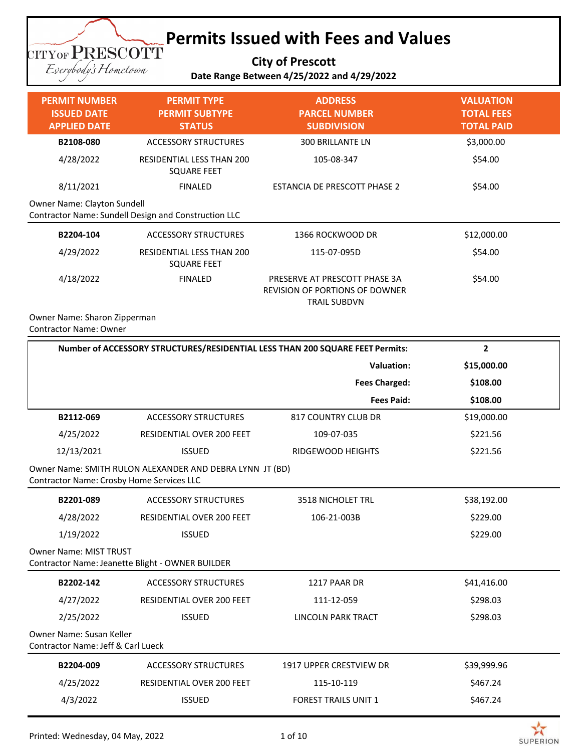# Permits Issued with Fees and Values

**City of Prescott**

**Date Range Between 4/25/2022 and 4/29/2022**

| PERMIT NUMBER / ISSUED DATE / APPLIED DATE | PERMIT TYPE / PERMIT SUBTYPE / STATUS | ADDRESS / PARCEL NUMBER / SUBDIVISION | VALUATION / TOTAL FEES / TOTAL PAID |
|---|---|---|---|
| **B2108-080** | ACCESSORY STRUCTURES | 300 BRILLANTE LN | $3,000.00 |
| 4/28/2022 | RESIDENTIAL LESS THAN 200 SQUARE FEET | 105-08-347 | $54.00 |
| 8/11/2021 | FINALED | ESTANCIA DE PRESCOTT PHASE 2 | $54.00 |
| Owner Name: Clayton Sundell<br>Contractor Name: Sundell Design and Construction LLC | | | |
| **B2204-104** | ACCESSORY STRUCTURES | 1366 ROCKWOOD DR | $12,000.00 |
| 4/29/2022 | RESIDENTIAL LESS THAN 200 SQUARE FEET | 115-07-095D | $54.00 |
| 4/18/2022 | FINALED | PRESERVE AT PRESCOTT PHASE 3A REVISION OF PORTIONS OF DOWNER TRAIL SUBDVN | $54.00 |
| Owner Name: Sharon Zipperman<br>Contractor Name: Owner | | | |

| **Number of ACCESSORY STRUCTURES/RESIDENTIAL LESS THAN 200 SQUARE FEET Permits:** | **2** |
|---|---|
| **Valuation:** | **$15,000.00** |
| **Fees Charged:** | **$108.00** |
| **Fees Paid:** | **$108.00** |

| PERMIT NUMBER / ISSUED DATE / APPLIED DATE | PERMIT TYPE / PERMIT SUBTYPE / STATUS | ADDRESS / PARCEL NUMBER / SUBDIVISION | VALUATION / TOTAL FEES / TOTAL PAID |
|---|---|---|---|
| **B2112-069** | ACCESSORY STRUCTURES | 817 COUNTRY CLUB DR | $19,000.00 |
| 4/25/2022 | RESIDENTIAL OVER 200 FEET | 109-07-035 | $221.56 |
| 12/13/2021 | ISSUED | RIDGEWOOD HEIGHTS | $221.56 |
| Owner Name: SMITH RULON ALEXANDER AND DEBRA LYNN JT (BD)<br>Contractor Name: Crosby Home Services LLC | | | |
| **B2201-089** | ACCESSORY STRUCTURES | 3518 NICHOLET TRL | $38,192.00 |
| 4/28/2022 | RESIDENTIAL OVER 200 FEET | 106-21-003B | $229.00 |
| 1/19/2022 | ISSUED | | $229.00 |
| Owner Name: MIST TRUST<br>Contractor Name: Jeanette Blight - OWNER BUILDER | | | |
| **B2202-142** | ACCESSORY STRUCTURES | 1217 PAAR DR | $41,416.00 |
| 4/27/2022 | RESIDENTIAL OVER 200 FEET | 111-12-059 | $298.03 |
| 2/25/2022 | ISSUED | LINCOLN PARK TRACT | $298.03 |
| Owner Name: Susan Keller<br>Contractor Name: Jeff & Carl Lueck | | | |
| **B2204-009** | ACCESSORY STRUCTURES | 1917 UPPER CRESTVIEW DR | $39,999.96 |
| 4/25/2022 | RESIDENTIAL OVER 200 FEET | 115-10-119 | $467.24 |
| 4/3/2022 | ISSUED | FOREST TRAILS UNIT 1 | $467.24 |

Printed: Wednesday, 04 May, 2022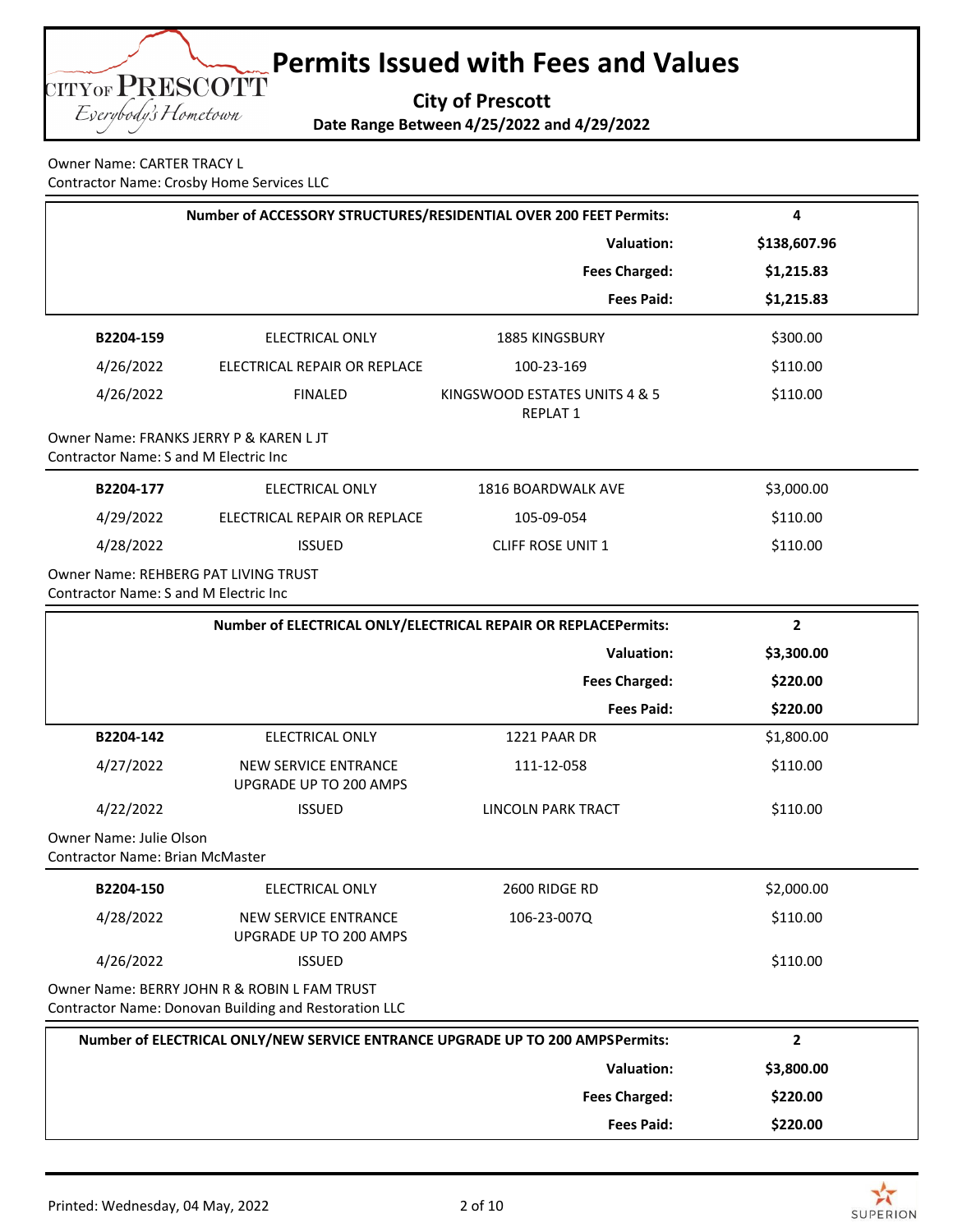# Permits Issued with Fees and Values

**City of Prescott**

**Date Range Between 4/25/2022 and 4/29/2022**

Owner Name: CARTER TRACY L
Contractor Name: Crosby Home Services LLC

| **Number of ACCESSORY STRUCTURES/RESIDENTIAL OVER 200 FEET Permits:** | **4** |
|---|---|
| **Valuation:** | **$138,607.96** |
| **Fees Charged:** | **$1,215.83** |
| **Fees Paid:** | **$1,215.83** |

| | | | |
|---|---|---|---|
| **B2204-159** | ELECTRICAL ONLY | 1885 KINGSBURY | $300.00 |
| 4/26/2022 | ELECTRICAL REPAIR OR REPLACE | 100-23-169 | $110.00 |
| 4/26/2022 | FINALED | KINGSWOOD ESTATES UNITS 4 & 5 REPLAT 1 | $110.00 |

Owner Name: FRANKS JERRY P & KAREN L JT
Contractor Name: S and M Electric Inc

| | | | |
|---|---|---|---|
| **B2204-177** | ELECTRICAL ONLY | 1816 BOARDWALK AVE | $3,000.00 |
| 4/29/2022 | ELECTRICAL REPAIR OR REPLACE | 105-09-054 | $110.00 |
| 4/28/2022 | ISSUED | CLIFF ROSE UNIT 1 | $110.00 |

Owner Name: REHBERG PAT LIVING TRUST
Contractor Name: S and M Electric Inc

| **Number of ELECTRICAL ONLY/ELECTRICAL REPAIR OR REPLACEPermits:** | **2** |
|---|---|
| **Valuation:** | **$3,300.00** |
| **Fees Charged:** | **$220.00** |
| **Fees Paid:** | **$220.00** |

| | | | |
|---|---|---|---|
| **B2204-142** | ELECTRICAL ONLY | 1221 PAAR DR | $1,800.00 |
| 4/27/2022 | NEW SERVICE ENTRANCE UPGRADE UP TO 200 AMPS | 111-12-058 | $110.00 |
| 4/22/2022 | ISSUED | LINCOLN PARK TRACT | $110.00 |

Owner Name: Julie Olson
Contractor Name: Brian McMaster

| | | | |
|---|---|---|---|
| **B2204-150** | ELECTRICAL ONLY | 2600 RIDGE RD | $2,000.00 |
| 4/28/2022 | NEW SERVICE ENTRANCE UPGRADE UP TO 200 AMPS | 106-23-007Q | $110.00 |
| 4/26/2022 | ISSUED | | $110.00 |

Owner Name: BERRY JOHN R & ROBIN L FAM TRUST
Contractor Name: Donovan Building and Restoration LLC

| **Number of ELECTRICAL ONLY/NEW SERVICE ENTRANCE UPGRADE UP TO 200 AMPSPermits:** | **2** |
|---|---|
| **Valuation:** | **$3,800.00** |
| **Fees Charged:** | **$220.00** |
| **Fees Paid:** | **$220.00** |

Printed: Wednesday, 04 May, 2022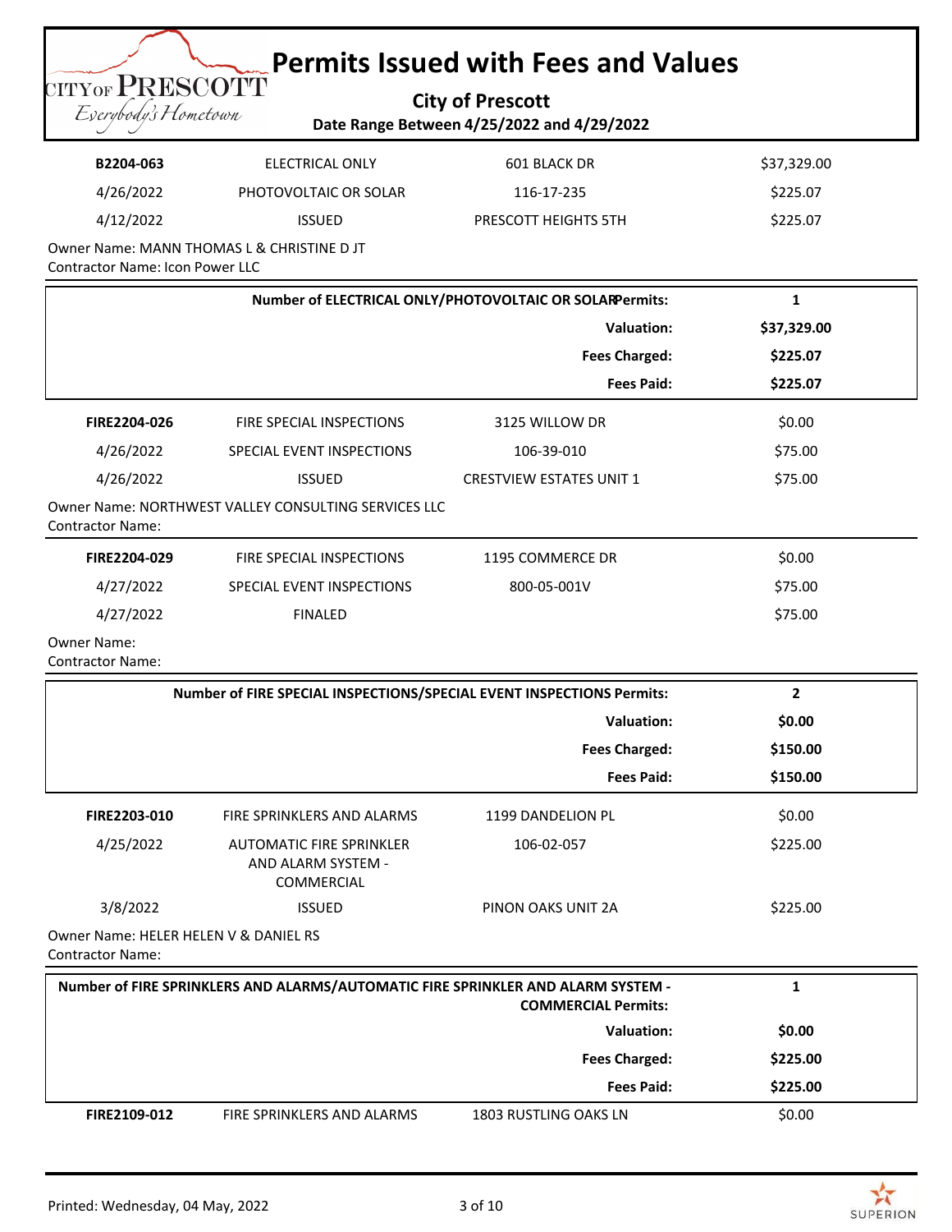# Permits Issued with Fees and Values

**City of Prescott**

**Date Range Between 4/25/2022 and 4/29/2022**

| | | | |
|---|---|---|---|
| **B2204-063** | ELECTRICAL ONLY | 601 BLACK DR | $37,329.00 |
| 4/26/2022 | PHOTOVOLTAIC OR SOLAR | 116-17-235 | $225.07 |
| 4/12/2022 | ISSUED | PRESCOTT HEIGHTS 5TH | $225.07 |

Owner Name: MANN THOMAS L & CHRISTINE D JT
Contractor Name: Icon Power LLC

| | |
|---|---|
| **Number of ELECTRICAL ONLY/PHOTOVOLTAIC OR SOLAR Permits:** | **1** |
| **Valuation:** | **$37,329.00** |
| **Fees Charged:** | **$225.07** |
| **Fees Paid:** | **$225.07** |

| | | | |
|---|---|---|---|
| **FIRE2204-026** | FIRE SPECIAL INSPECTIONS | 3125 WILLOW DR | $0.00 |
| 4/26/2022 | SPECIAL EVENT INSPECTIONS | 106-39-010 | $75.00 |
| 4/26/2022 | ISSUED | CRESTVIEW ESTATES UNIT 1 | $75.00 |

Owner Name: NORTHWEST VALLEY CONSULTING SERVICES LLC
Contractor Name:

| | | | |
|---|---|---|---|
| **FIRE2204-029** | FIRE SPECIAL INSPECTIONS | 1195 COMMERCE DR | $0.00 |
| 4/27/2022 | SPECIAL EVENT INSPECTIONS | 800-05-001V | $75.00 |
| 4/27/2022 | FINALED | | $75.00 |

Owner Name:
Contractor Name:

| | |
|---|---|
| **Number of FIRE SPECIAL INSPECTIONS/SPECIAL EVENT INSPECTIONS Permits:** | **2** |
| **Valuation:** | **$0.00** |
| **Fees Charged:** | **$150.00** |
| **Fees Paid:** | **$150.00** |

| | | | |
|---|---|---|---|
| **FIRE2203-010** | FIRE SPRINKLERS AND ALARMS | 1199 DANDELION PL | $0.00 |
| 4/25/2022 | AUTOMATIC FIRE SPRINKLER AND ALARM SYSTEM - COMMERCIAL | 106-02-057 | $225.00 |
| 3/8/2022 | ISSUED | PINON OAKS UNIT 2A | $225.00 |

Owner Name: HELER HELEN V & DANIEL RS
Contractor Name:

| | |
|---|---|
| **Number of FIRE SPRINKLERS AND ALARMS/AUTOMATIC FIRE SPRINKLER AND ALARM SYSTEM - COMMERCIAL Permits:** | **1** |
| **Valuation:** | **$0.00** |
| **Fees Charged:** | **$225.00** |
| **Fees Paid:** | **$225.00** |

| | | | |
|---|---|---|---|
| **FIRE2109-012** | FIRE SPRINKLERS AND ALARMS | 1803 RUSTLING OAKS LN | $0.00 |

Printed: Wednesday, 04 May, 2022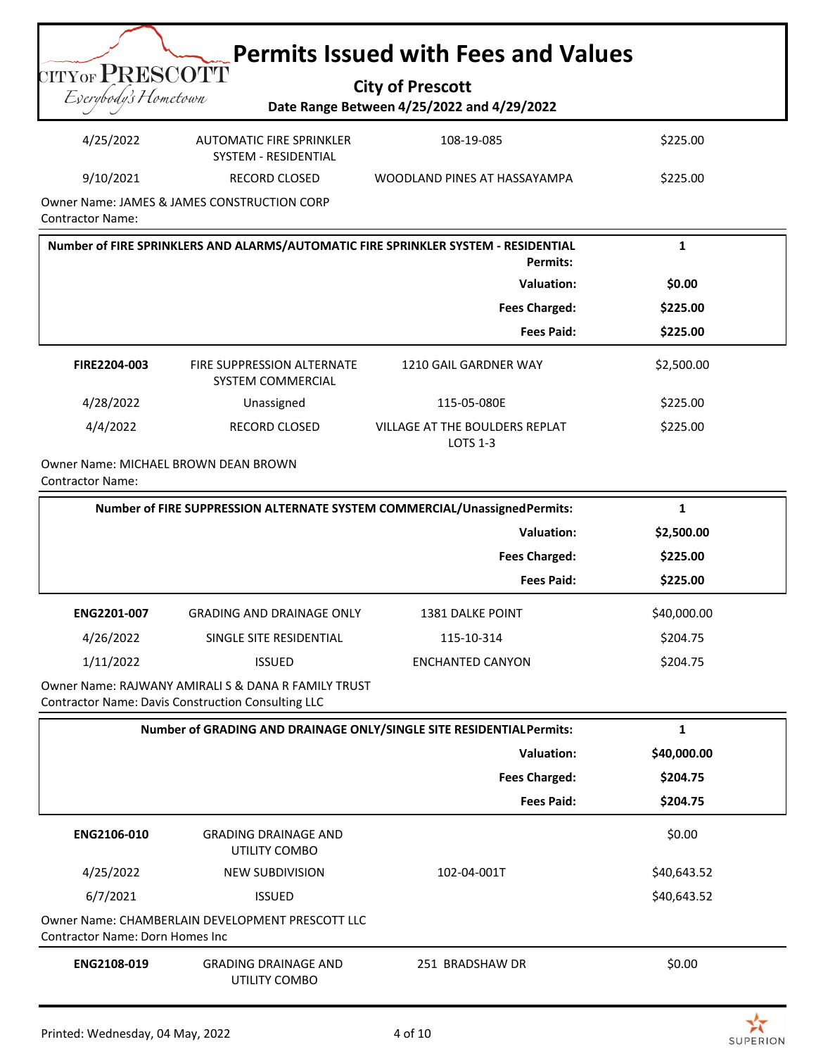# Permits Issued with Fees and Values

**City of Prescott**

**Date Range Between 4/25/2022 and 4/29/2022**

| | | | |
|---|---|---|---|
| 4/25/2022 | AUTOMATIC FIRE SPRINKLER SYSTEM - RESIDENTIAL | 108-19-085 | $225.00 |
| 9/10/2021 | RECORD CLOSED | WOODLAND PINES AT HASSAYAMPA | $225.00 |

Owner Name: JAMES & JAMES CONSTRUCTION CORP
Contractor Name:

| | |
|---|---|
| **Number of FIRE SPRINKLERS AND ALARMS/AUTOMATIC FIRE SPRINKLER SYSTEM - RESIDENTIAL Permits:** | **1** |
| **Valuation:** | **$0.00** |
| **Fees Charged:** | **$225.00** |
| **Fees Paid:** | **$225.00** |

| | | | |
|---|---|---|---|
| **FIRE2204-003** | FIRE SUPPRESSION ALTERNATE SYSTEM COMMERCIAL | 1210 GAIL GARDNER WAY | $2,500.00 |
| 4/28/2022 | Unassigned | 115-05-080E | $225.00 |
| 4/4/2022 | RECORD CLOSED | VILLAGE AT THE BOULDERS REPLAT LOTS 1-3 | $225.00 |

Owner Name: MICHAEL BROWN DEAN BROWN
Contractor Name:

| | |
|---|---|
| **Number of FIRE SUPPRESSION ALTERNATE SYSTEM COMMERCIAL/Unassigned Permits:** | **1** |
| **Valuation:** | **$2,500.00** |
| **Fees Charged:** | **$225.00** |
| **Fees Paid:** | **$225.00** |

| | | | |
|---|---|---|---|
| **ENG2201-007** | GRADING AND DRAINAGE ONLY | 1381 DALKE POINT | $40,000.00 |
| 4/26/2022 | SINGLE SITE RESIDENTIAL | 115-10-314 | $204.75 |
| 1/11/2022 | ISSUED | ENCHANTED CANYON | $204.75 |

Owner Name: RAJWANY AMIRALI S & DANA R FAMILY TRUST
Contractor Name: Davis Construction Consulting LLC

| | |
|---|---|
| **Number of GRADING AND DRAINAGE ONLY/SINGLE SITE RESIDENTIAL Permits:** | **1** |
| **Valuation:** | **$40,000.00** |
| **Fees Charged:** | **$204.75** |
| **Fees Paid:** | **$204.75** |

| | | | |
|---|---|---|---|
| **ENG2106-010** | GRADING DRAINAGE AND UTILITY COMBO | | $0.00 |
| 4/25/2022 | NEW SUBDIVISION | 102-04-001T | $40,643.52 |
| 6/7/2021 | ISSUED | | $40,643.52 |

Owner Name: CHAMBERLAIN DEVELOPMENT PRESCOTT LLC
Contractor Name: Dorn Homes Inc

| | | | |
|---|---|---|---|
| **ENG2108-019** | GRADING DRAINAGE AND UTILITY COMBO | 251 BRADSHAW DR | $0.00 |

Printed: Wednesday, 04 May, 2022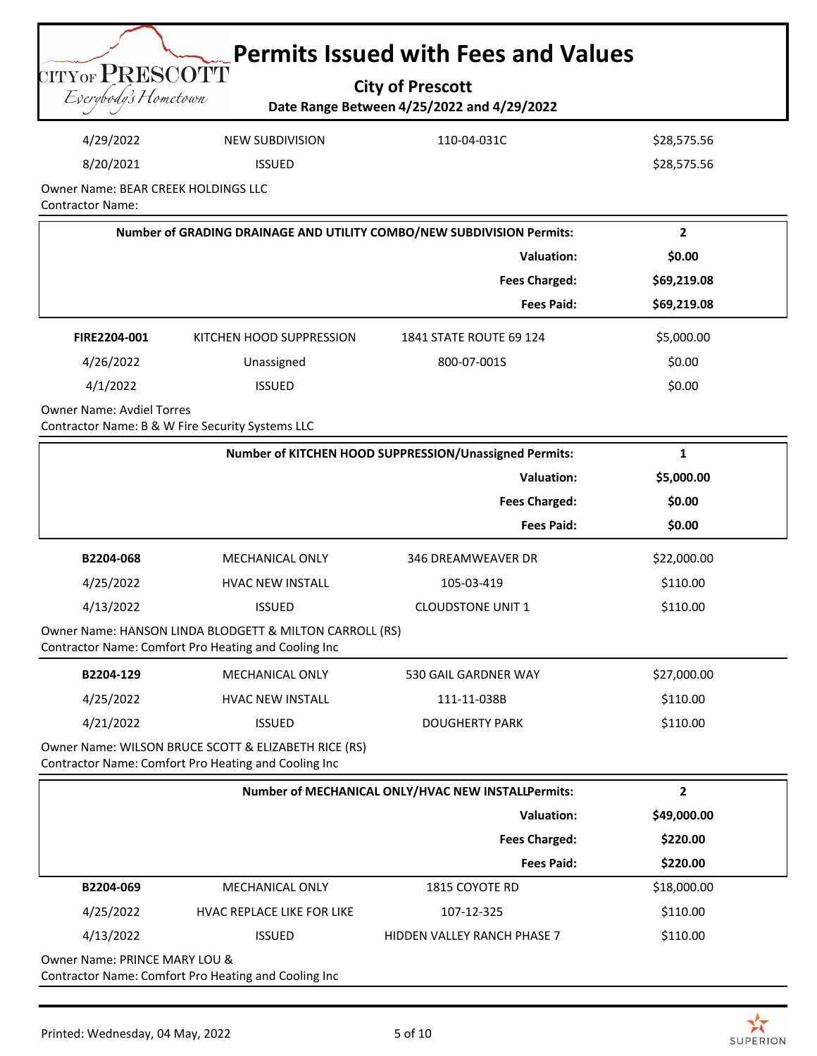# Permits Issued with Fees and Values

**City of Prescott**

**Date Range Between 4/25/2022 and 4/29/2022**

| | | | |
|---|---|---|---|
| 4/29/2022 | NEW SUBDIVISION | 110-04-031C | $28,575.56 |
| 8/20/2021 | ISSUED | | $28,575.56 |

Owner Name: BEAR CREEK HOLDINGS LLC
Contractor Name:

| | |
|---|---|
| **Number of GRADING DRAINAGE AND UTILITY COMBO/NEW SUBDIVISION Permits:** | **2** |
| **Valuation:** | **$0.00** |
| **Fees Charged:** | **$69,219.08** |
| **Fees Paid:** | **$69,219.08** |

| | | | |
|---|---|---|---|
| **FIRE2204-001** | KITCHEN HOOD SUPPRESSION | 1841 STATE ROUTE 69 124 | $5,000.00 |
| 4/26/2022 | Unassigned | 800-07-001S | $0.00 |
| 4/1/2022 | ISSUED | | $0.00 |

Owner Name: Avdiel Torres
Contractor Name: B & W Fire Security Systems LLC

| | |
|---|---|
| **Number of KITCHEN HOOD SUPPRESSION/Unassigned Permits:** | **1** |
| **Valuation:** | **$5,000.00** |
| **Fees Charged:** | **$0.00** |
| **Fees Paid:** | **$0.00** |

| | | | |
|---|---|---|---|
| **B2204-068** | MECHANICAL ONLY | 346 DREAMWEAVER DR | $22,000.00 |
| 4/25/2022 | HVAC NEW INSTALL | 105-03-419 | $110.00 |
| 4/13/2022 | ISSUED | CLOUDSTONE UNIT 1 | $110.00 |

Owner Name: HANSON LINDA BLODGETT & MILTON CARROLL (RS)
Contractor Name: Comfort Pro Heating and Cooling Inc

| | | | |
|---|---|---|---|
| **B2204-129** | MECHANICAL ONLY | 530 GAIL GARDNER WAY | $27,000.00 |
| 4/25/2022 | HVAC NEW INSTALL | 111-11-038B | $110.00 |
| 4/21/2022 | ISSUED | DOUGHERTY PARK | $110.00 |

Owner Name: WILSON BRUCE SCOTT & ELIZABETH RICE (RS)
Contractor Name: Comfort Pro Heating and Cooling Inc

| | |
|---|---|
| **Number of MECHANICAL ONLY/HVAC NEW INSTALLPermits:** | **2** |
| **Valuation:** | **$49,000.00** |
| **Fees Charged:** | **$220.00** |
| **Fees Paid:** | **$220.00** |

| | | | |
|---|---|---|---|
| **B2204-069** | MECHANICAL ONLY | 1815 COYOTE RD | $18,000.00 |
| 4/25/2022 | HVAC REPLACE LIKE FOR LIKE | 107-12-325 | $110.00 |
| 4/13/2022 | ISSUED | HIDDEN VALLEY RANCH PHASE 7 | $110.00 |

Owner Name: PRINCE MARY LOU &
Contractor Name: Comfort Pro Heating and Cooling Inc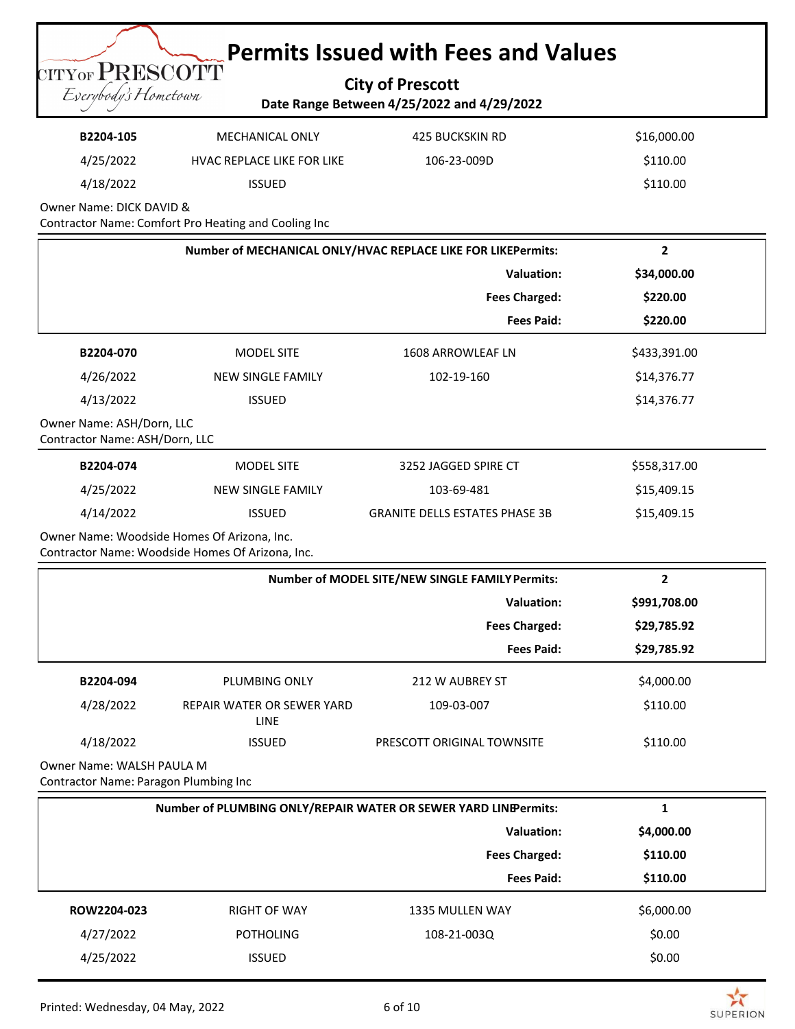# Permits Issued with Fees and Values

**City of Prescott**

**Date Range Between 4/25/2022 and 4/29/2022**

| **B2204-105** | MECHANICAL ONLY | 425 BUCKSKIN RD | $16,000.00 |
|---|---|---|---|
| 4/25/2022 | HVAC REPLACE LIKE FOR LIKE | 106-23-009D | $110.00 |
| 4/18/2022 | ISSUED | | $110.00 |

Owner Name: DICK DAVID &
Contractor Name: Comfort Pro Heating and Cooling Inc

| | |
|---|---|
| **Number of MECHANICAL ONLY/HVAC REPLACE LIKE FOR LIKEPermits:** | **2** |
| **Valuation:** | **$34,000.00** |
| **Fees Charged:** | **$220.00** |
| **Fees Paid:** | **$220.00** |

| **B2204-070** | MODEL SITE | 1608 ARROWLEAF LN | $433,391.00 |
|---|---|---|---|
| 4/26/2022 | NEW SINGLE FAMILY | 102-19-160 | $14,376.77 |
| 4/13/2022 | ISSUED | | $14,376.77 |

Owner Name: ASH/Dorn, LLC
Contractor Name: ASH/Dorn, LLC

| **B2204-074** | MODEL SITE | 3252 JAGGED SPIRE CT | $558,317.00 |
|---|---|---|---|
| 4/25/2022 | NEW SINGLE FAMILY | 103-69-481 | $15,409.15 |
| 4/14/2022 | ISSUED | GRANITE DELLS ESTATES PHASE 3B | $15,409.15 |

Owner Name: Woodside Homes Of Arizona, Inc.
Contractor Name: Woodside Homes Of Arizona, Inc.

| | |
|---|---|
| **Number of MODEL SITE/NEW SINGLE FAMILY Permits:** | **2** |
| **Valuation:** | **$991,708.00** |
| **Fees Charged:** | **$29,785.92** |
| **Fees Paid:** | **$29,785.92** |

| **B2204-094** | PLUMBING ONLY | 212 W AUBREY ST | $4,000.00 |
|---|---|---|---|
| 4/28/2022 | REPAIR WATER OR SEWER YARD LINE | 109-03-007 | $110.00 |
| 4/18/2022 | ISSUED | PRESCOTT ORIGINAL TOWNSITE | $110.00 |

Owner Name: WALSH PAULA M
Contractor Name: Paragon Plumbing Inc

| | |
|---|---|
| **Number of PLUMBING ONLY/REPAIR WATER OR SEWER YARD LINEPermits:** | **1** |
| **Valuation:** | **$4,000.00** |
| **Fees Charged:** | **$110.00** |
| **Fees Paid:** | **$110.00** |

| **ROW2204-023** | RIGHT OF WAY | 1335 MULLEN WAY | $6,000.00 |
|---|---|---|---|
| 4/27/2022 | POTHOLING | 108-21-003Q | $0.00 |
| 4/25/2022 | ISSUED | | $0.00 |

Printed: Wednesday, 04 May, 2022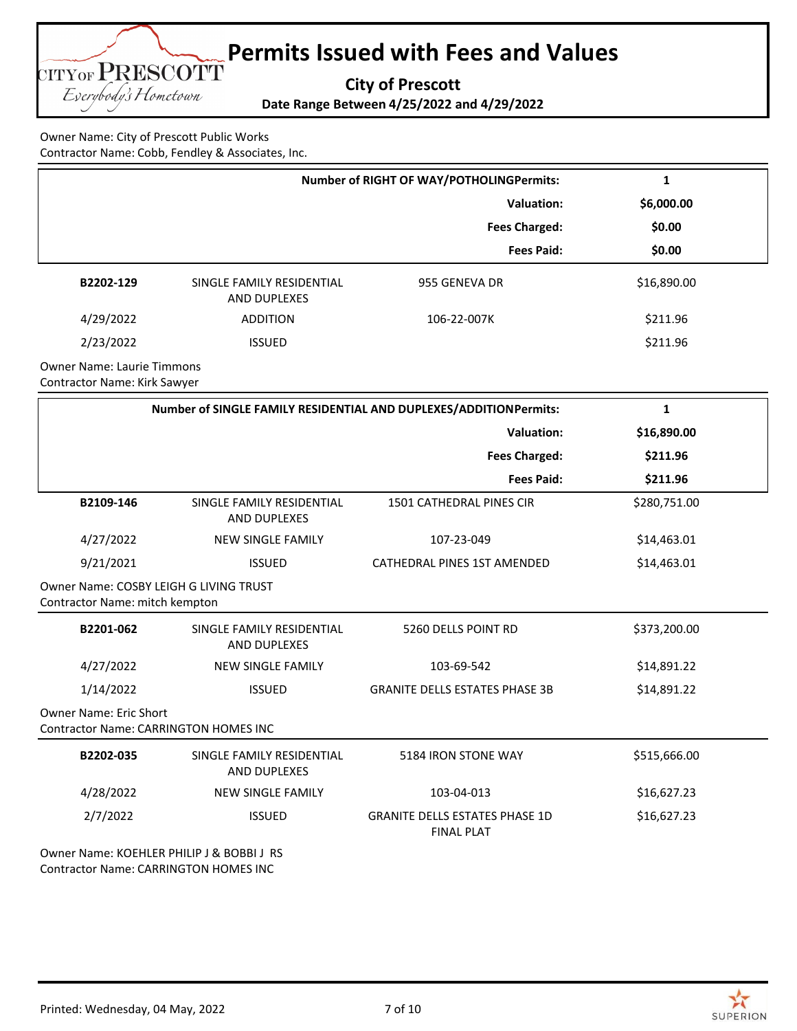# Permits Issued with Fees and Values

**City of Prescott**

**Date Range Between 4/25/2022 and 4/29/2022**

Owner Name: City of Prescott Public Works
Contractor Name: Cobb, Fendley & Associates, Inc.

| | |
|---|---|
| **Number of RIGHT OF WAY/POTHOLINGPermits:** | **1** |
| **Valuation:** | **$6,000.00** |
| **Fees Charged:** | **$0.00** |
| **Fees Paid:** | **$0.00** |

| | | | |
|---|---|---|---|
| **B2202-129** | SINGLE FAMILY RESIDENTIAL AND DUPLEXES | 955 GENEVA DR | $16,890.00 |
| 4/29/2022 | ADDITION | 106-22-007K | $211.96 |
| 2/23/2022 | ISSUED | | $211.96 |

Owner Name: Laurie Timmons
Contractor Name: Kirk Sawyer

| | |
|---|---|
| **Number of SINGLE FAMILY RESIDENTIAL AND DUPLEXES/ADDITIONPermits:** | **1** |
| **Valuation:** | **$16,890.00** |
| **Fees Charged:** | **$211.96** |
| **Fees Paid:** | **$211.96** |

| | | | |
|---|---|---|---|
| **B2109-146** | SINGLE FAMILY RESIDENTIAL AND DUPLEXES | 1501 CATHEDRAL PINES CIR | $280,751.00 |
| 4/27/2022 | NEW SINGLE FAMILY | 107-23-049 | $14,463.01 |
| 9/21/2021 | ISSUED | CATHEDRAL PINES 1ST AMENDED | $14,463.01 |

Owner Name: COSBY LEIGH G LIVING TRUST
Contractor Name: mitch kempton

| | | | |
|---|---|---|---|
| **B2201-062** | SINGLE FAMILY RESIDENTIAL AND DUPLEXES | 5260 DELLS POINT RD | $373,200.00 |
| 4/27/2022 | NEW SINGLE FAMILY | 103-69-542 | $14,891.22 |
| 1/14/2022 | ISSUED | GRANITE DELLS ESTATES PHASE 3B | $14,891.22 |

Owner Name: Eric Short
Contractor Name: CARRINGTON HOMES INC

| | | | |
|---|---|---|---|
| **B2202-035** | SINGLE FAMILY RESIDENTIAL AND DUPLEXES | 5184 IRON STONE WAY | $515,666.00 |
| 4/28/2022 | NEW SINGLE FAMILY | 103-04-013 | $16,627.23 |
| 2/7/2022 | ISSUED | GRANITE DELLS ESTATES PHASE 1D FINAL PLAT | $16,627.23 |

Owner Name: KOEHLER PHILIP J & BOBBI J RS
Contractor Name: CARRINGTON HOMES INC

Printed: Wednesday, 04 May, 2022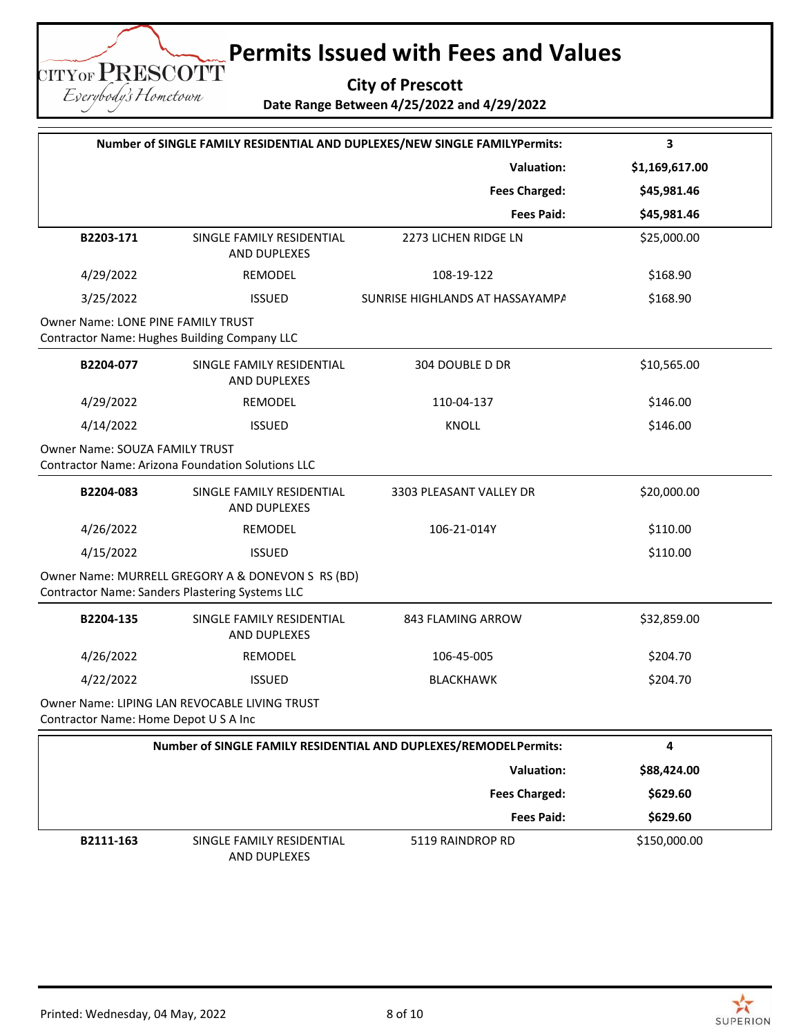# Permits Issued with Fees and Values

**City of Prescott**

**Date Range Between 4/25/2022 and 4/29/2022**

| **Number of SINGLE FAMILY RESIDENTIAL AND DUPLEXES/NEW SINGLE FAMILYPermits:** | **3** |
|---|---|
| **Valuation:** | **$1,169,617.00** |
| **Fees Charged:** | **$45,981.46** |
| **Fees Paid:** | **$45,981.46** |

| | | | |
|---|---|---|---|
| **B2203-171** | SINGLE FAMILY RESIDENTIAL AND DUPLEXES | 2273 LICHEN RIDGE LN | $25,000.00 |
| 4/29/2022 | REMODEL | 108-19-122 | $168.90 |
| 3/25/2022 | ISSUED | SUNRISE HIGHLANDS AT HASSAYAMPA | $168.90 |

Owner Name: LONE PINE FAMILY TRUST
Contractor Name: Hughes Building Company LLC

| | | | |
|---|---|---|---|
| **B2204-077** | SINGLE FAMILY RESIDENTIAL AND DUPLEXES | 304 DOUBLE D DR | $10,565.00 |
| 4/29/2022 | REMODEL | 110-04-137 | $146.00 |
| 4/14/2022 | ISSUED | KNOLL | $146.00 |

Owner Name: SOUZA FAMILY TRUST
Contractor Name: Arizona Foundation Solutions LLC

| | | | |
|---|---|---|---|
| **B2204-083** | SINGLE FAMILY RESIDENTIAL AND DUPLEXES | 3303 PLEASANT VALLEY DR | $20,000.00 |
| 4/26/2022 | REMODEL | 106-21-014Y | $110.00 |
| 4/15/2022 | ISSUED | | $110.00 |

Owner Name: MURRELL GREGORY A & DONEVON S RS (BD)
Contractor Name: Sanders Plastering Systems LLC

| | | | |
|---|---|---|---|
| **B2204-135** | SINGLE FAMILY RESIDENTIAL AND DUPLEXES | 843 FLAMING ARROW | $32,859.00 |
| 4/26/2022 | REMODEL | 106-45-005 | $204.70 |
| 4/22/2022 | ISSUED | BLACKHAWK | $204.70 |

Owner Name: LIPING LAN REVOCABLE LIVING TRUST
Contractor Name: Home Depot U S A Inc

| **Number of SINGLE FAMILY RESIDENTIAL AND DUPLEXES/REMODELPermits:** | **4** |
|---|---|
| **Valuation:** | **$88,424.00** |
| **Fees Charged:** | **$629.60** |
| **Fees Paid:** | **$629.60** |

| | | | |
|---|---|---|---|
| **B2111-163** | SINGLE FAMILY RESIDENTIAL AND DUPLEXES | 5119 RAINDROP RD | $150,000.00 |

Printed: Wednesday, 04 May, 2022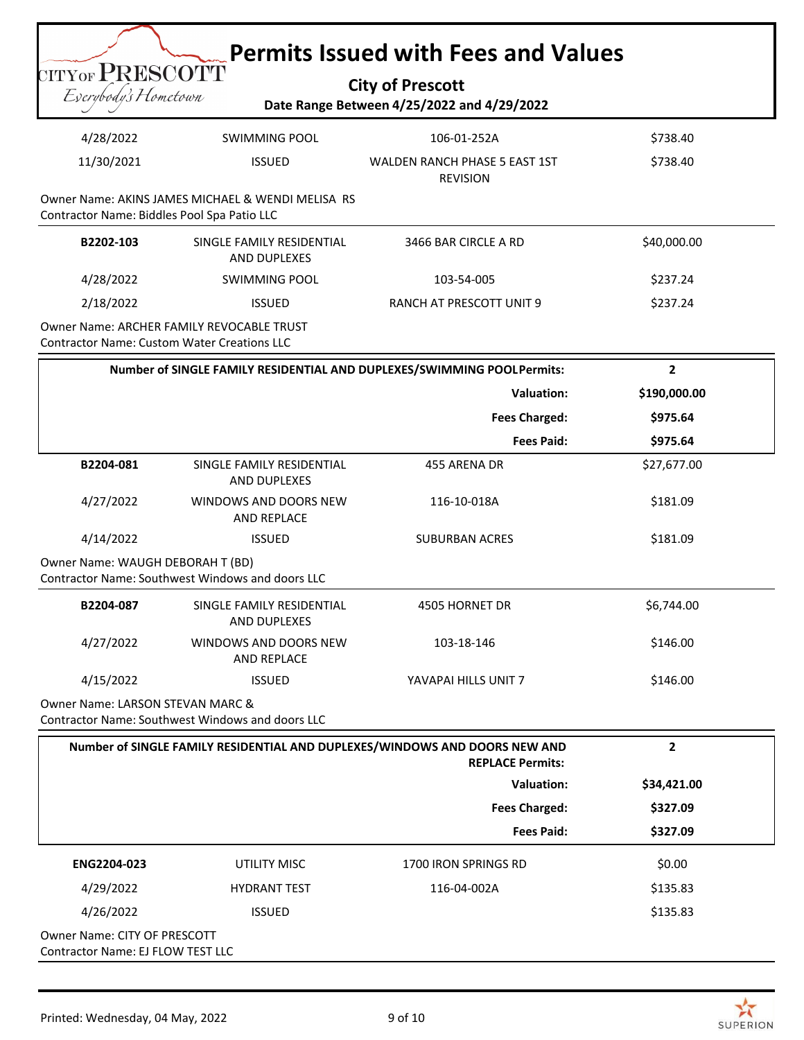# Permits Issued with Fees and Values

**City of Prescott**

**Date Range Between 4/25/2022 and 4/29/2022**

| | | | |
|---|---|---|---|
| 4/28/2022 | SWIMMING POOL | 106-01-252A | $738.40 |
| 11/30/2021 | ISSUED | WALDEN RANCH PHASE 5 EAST 1ST REVISION | $738.40 |

Owner Name: AKINS JAMES MICHAEL & WENDI MELISA RS
Contractor Name: Biddles Pool Spa Patio LLC

| | | | |
|---|---|---|---|
| **B2202-103** | SINGLE FAMILY RESIDENTIAL AND DUPLEXES | 3466 BAR CIRCLE A RD | $40,000.00 |
| 4/28/2022 | SWIMMING POOL | 103-54-005 | $237.24 |
| 2/18/2022 | ISSUED | RANCH AT PRESCOTT UNIT 9 | $237.24 |

Owner Name: ARCHER FAMILY REVOCABLE TRUST
Contractor Name: Custom Water Creations LLC

| | |
|---|---|
| **Number of SINGLE FAMILY RESIDENTIAL AND DUPLEXES/SWIMMING POOLPermits:** | **2** |
| **Valuation:** | **$190,000.00** |
| **Fees Charged:** | **$975.64** |
| **Fees Paid:** | **$975.64** |

| | | | |
|---|---|---|---|
| **B2204-081** | SINGLE FAMILY RESIDENTIAL AND DUPLEXES | 455 ARENA DR | $27,677.00 |
| 4/27/2022 | WINDOWS AND DOORS NEW AND REPLACE | 116-10-018A | $181.09 |
| 4/14/2022 | ISSUED | SUBURBAN ACRES | $181.09 |

Owner Name: WAUGH DEBORAH T (BD)
Contractor Name: Southwest Windows and doors LLC

| | | | |
|---|---|---|---|
| **B2204-087** | SINGLE FAMILY RESIDENTIAL AND DUPLEXES | 4505 HORNET DR | $6,744.00 |
| 4/27/2022 | WINDOWS AND DOORS NEW AND REPLACE | 103-18-146 | $146.00 |
| 4/15/2022 | ISSUED | YAVAPAI HILLS UNIT 7 | $146.00 |

Owner Name: LARSON STEVAN MARC &
Contractor Name: Southwest Windows and doors LLC

| | |
|---|---|
| **Number of SINGLE FAMILY RESIDENTIAL AND DUPLEXES/WINDOWS AND DOORS NEW AND REPLACE Permits:** | **2** |
| **Valuation:** | **$34,421.00** |
| **Fees Charged:** | **$327.09** |
| **Fees Paid:** | **$327.09** |

| | | | |
|---|---|---|---|
| **ENG2204-023** | UTILITY MISC | 1700 IRON SPRINGS RD | $0.00 |
| 4/29/2022 | HYDRANT TEST | 116-04-002A | $135.83 |
| 4/26/2022 | ISSUED | | $135.83 |

Owner Name: CITY OF PRESCOTT
Contractor Name: EJ FLOW TEST LLC

Printed: Wednesday, 04 May, 2022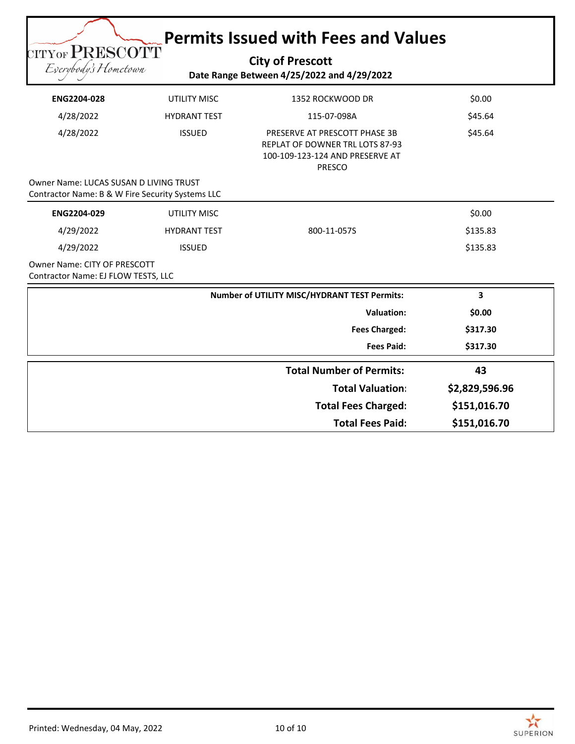# Permits Issued with Fees and Values

**City of Prescott**

**Date Range Between 4/25/2022 and 4/29/2022**

| | | | |
|---|---|---|---|
| **ENG2204-028** | UTILITY MISC | 1352 ROCKWOOD DR | $0.00 |
| 4/28/2022 | HYDRANT TEST | 115-07-098A | $45.64 |
| 4/28/2022 | ISSUED | PRESERVE AT PRESCOTT PHASE 3B REPLAT OF DOWNER TRL LOTS 87-93 100-109-123-124 AND PRESERVE AT PRESCO | $45.64 |

Owner Name: LUCAS SUSAN D LIVING TRUST
Contractor Name: B & W Fire Security Systems LLC

| | | | |
|---|---|---|---|
| **ENG2204-029** | UTILITY MISC | | $0.00 |
| 4/29/2022 | HYDRANT TEST | 800-11-057S | $135.83 |
| 4/29/2022 | ISSUED | | $135.83 |

Owner Name: CITY OF PRESCOTT
Contractor Name: EJ FLOW TESTS, LLC

| | |
|---|---|
| **Number of UTILITY MISC/HYDRANT TEST Permits:** | **3** |
| **Valuation:** | **$0.00** |
| **Fees Charged:** | **$317.30** |
| **Fees Paid:** | **$317.30** |

| | |
|---|---|
| **Total Number of Permits:** | **43** |
| **Total Valuation:** | **$2,829,596.96** |
| **Total Fees Charged:** | **$151,016.70** |
| **Total Fees Paid:** | **$151,016.70** |

Printed: Wednesday, 04 May, 2022